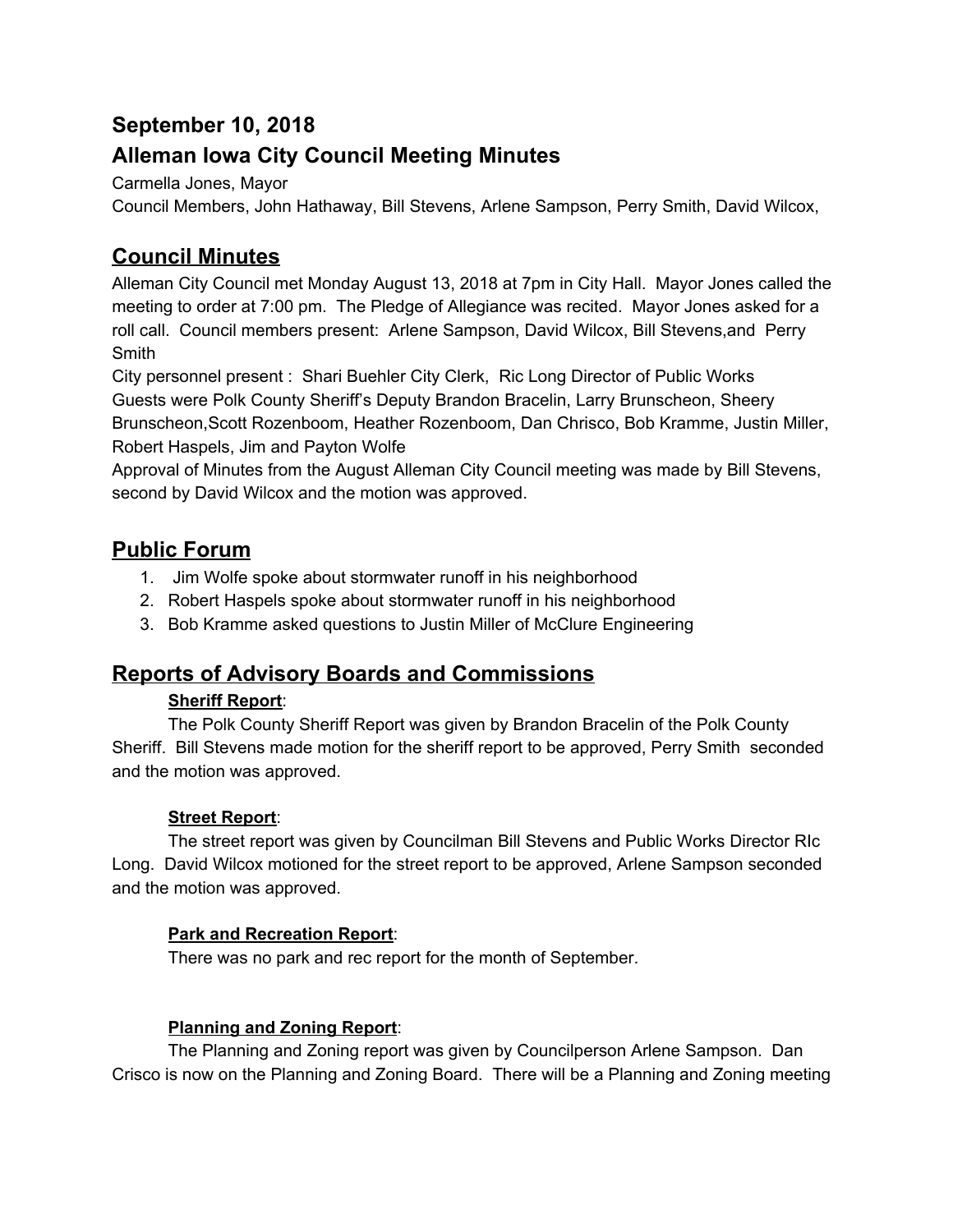## September 10, 2018

## Alleman Iowa City Council Meeting Minutes

Carmella Jones, Mayor

Council Members, John Hathaway, Bill Stevens, Arlene Sampson, Perry Smith, David Wilcox,

# Council Minutes

Alleman City Council met Monday August 13, 2018 at 7pm in City Hall. Mayor Jones called the meeting to order at 7:00 pm. The Pledge of Allegiance was recited. Mayor Jones asked for a roll call. Council members present: Arlene Sampson, David Wilcox, Bill Stevens,and Perry Smith

City personnel present : Shari Buehler City Clerk, Ric Long Director of Public Works

Guests were Polk County Sheriff's Deputy Brandon Bracelin, Larry Brunscheon, Sheery Brunscheon,Scott Rozenboom, Heather Rozenboom, Dan Chrisco, Bob Kramme, Justin Miller, Robert Haspels, Jim and Payton Wolfe

Approval of Minutes from the August Alleman City Council meeting was made by Bill Stevens, second by David Wilcox and the motion was approved.

# Public Forum

1. Jim Wolfe spoke about stormwater runoff in his neighborhood
2. Robert Haspels spoke about stormwater runoff in his neighborhood
3. Bob Kramme asked questions to Justin Miller of McClure Engineering

# Reports of Advisory Boards and Commissions

**Sheriff Report**:

The Polk County Sheriff Report was given by Brandon Bracelin of the Polk County Sheriff. Bill Stevens made motion for the sheriff report to be approved, Perry Smith seconded and the motion was approved.

**Street Report**:

The street report was given by Councilman Bill Stevens and Public Works Director RIc Long. David Wilcox motioned for the street report to be approved, Arlene Sampson seconded and the motion was approved.

**Park and Recreation Report**:

There was no park and rec report for the month of September.

**Planning and Zoning Report**:

The Planning and Zoning report was given by Councilperson Arlene Sampson. Dan Crisco is now on the Planning and Zoning Board. There will be a Planning and Zoning meeting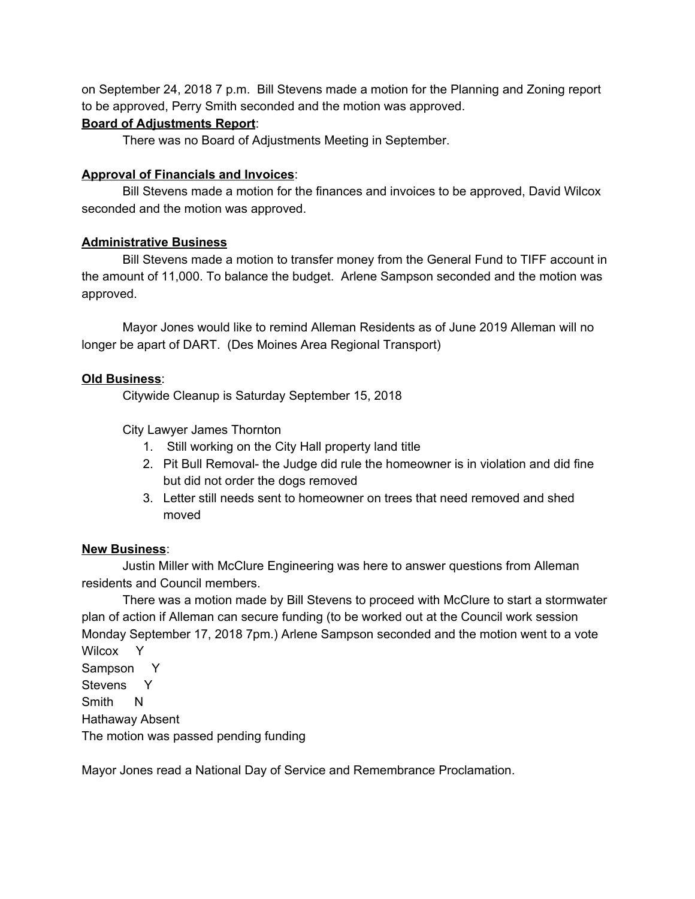on September 24, 2018 7 p.m.  Bill Stevens made a motion for the Planning and Zoning report to be approved, Perry Smith seconded and the motion was approved.

**Board of Adjustments Report**:

There was no Board of Adjustments Meeting in September.

**Approval of Financials and Invoices**:

Bill Stevens made a motion for the finances and invoices to be approved, David Wilcox seconded and the motion was approved.

**Administrative Business**

Bill Stevens made a motion to transfer money from the General Fund to TIFF account in the amount of 11,000. To balance the budget.  Arlene Sampson seconded and the motion was approved.

Mayor Jones would like to remind Alleman Residents as of June 2019 Alleman will no longer be apart of DART.  (Des Moines Area Regional Transport)

**Old Business**:

Citywide Cleanup is Saturday September 15, 2018

City Lawyer James Thornton

1. Still working on the City Hall property land title
2. Pit Bull Removal- the Judge did rule the homeowner is in violation and did fine but did not order the dogs removed
3. Letter still needs sent to homeowner on trees that need removed and shed moved

**New Business**:

Justin Miller with McClure Engineering was here to answer questions from Alleman residents and Council members.

There was a motion made by Bill Stevens to proceed with McClure to start a stormwater plan of action if Alleman can secure funding (to be worked out at the Council work session Monday September 17, 2018 7pm.) Arlene Sampson seconded and the motion went to a vote

Wilcox Y
Sampson Y
Stevens Y
Smith N
Hathaway Absent

The motion was passed pending funding

Mayor Jones read a National Day of Service and Remembrance Proclamation.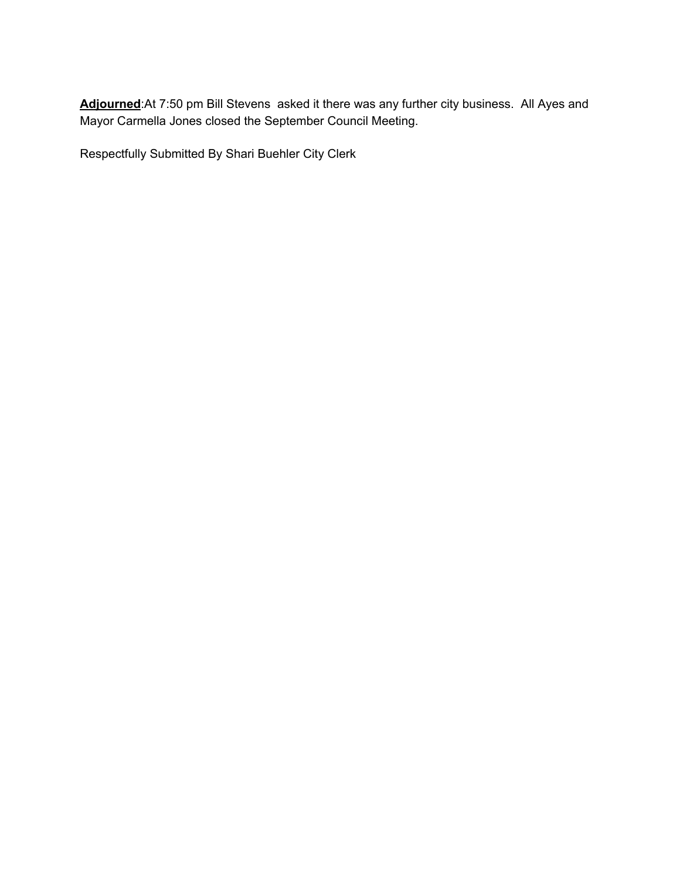**<u>Adjourned</u>**:At 7:50 pm Bill Stevens asked it there was any further city business. All Ayes and Mayor Carmella Jones closed the September Council Meeting.

Respectfully Submitted By Shari Buehler City Clerk